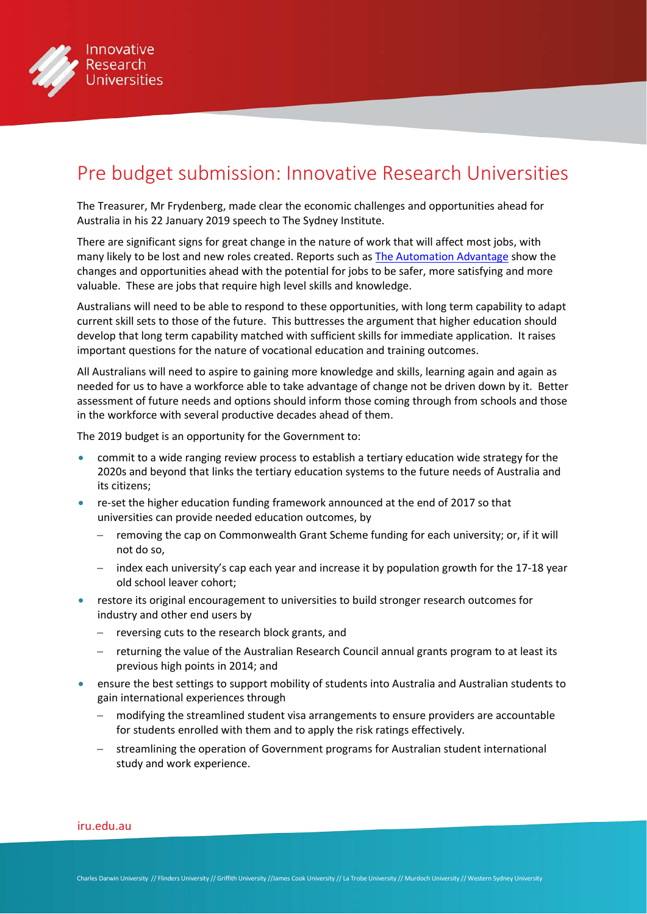# Pre budget submission: Innovative Research Universities

The Treasurer, Mr Frydenberg, made clear the economic challenges and opportunities ahead for Australia in his 22 January 2019 speech to The Sydney Institute.

There are significant signs for great change in the nature of work that will affect most jobs, with many likely to be lost and new roles created. Reports such as [The Automation Advantage] show the changes and opportunities ahead with the potential for jobs to be safer, more satisfying and more valuable. These are jobs that require high level skills and knowledge.

Australians will need to be able to respond to these opportunities, with long term capability to adapt current skill sets to those of the future. This buttresses the argument that higher education should develop that long term capability matched with sufficient skills for immediate application. It raises important questions for the nature of vocational education and training outcomes.

All Australians will need to aspire to gaining more knowledge and skills, learning again and again as needed for us to have a workforce able to take advantage of change not be driven down by it. Better assessment of future needs and options should inform those coming through from schools and those in the workforce with several productive decades ahead of them.

The 2019 budget is an opportunity for the Government to:

- commit to a wide ranging review process to establish a tertiary education wide strategy for the 2020s and beyond that links the tertiary education systems to the future needs of Australia and its citizens;
- re-set the higher education funding framework announced at the end of 2017 so that universities can provide needed education outcomes, by
  - removing the cap on Commonwealth Grant Scheme funding for each university; or, if it will not do so,
  - index each university's cap each year and increase it by population growth for the 17-18 year old school leaver cohort;
- restore its original encouragement to universities to build stronger research outcomes for industry and other end users by
  - reversing cuts to the research block grants, and
  - returning the value of the Australian Research Council annual grants program to at least its previous high points in 2014; and
- ensure the best settings to support mobility of students into Australia and Australian students to gain international experiences through
  - modifying the streamlined student visa arrangements to ensure providers are accountable for students enrolled with them and to apply the risk ratings effectively.
  - streamlining the operation of Government programs for Australian student international study and work experience.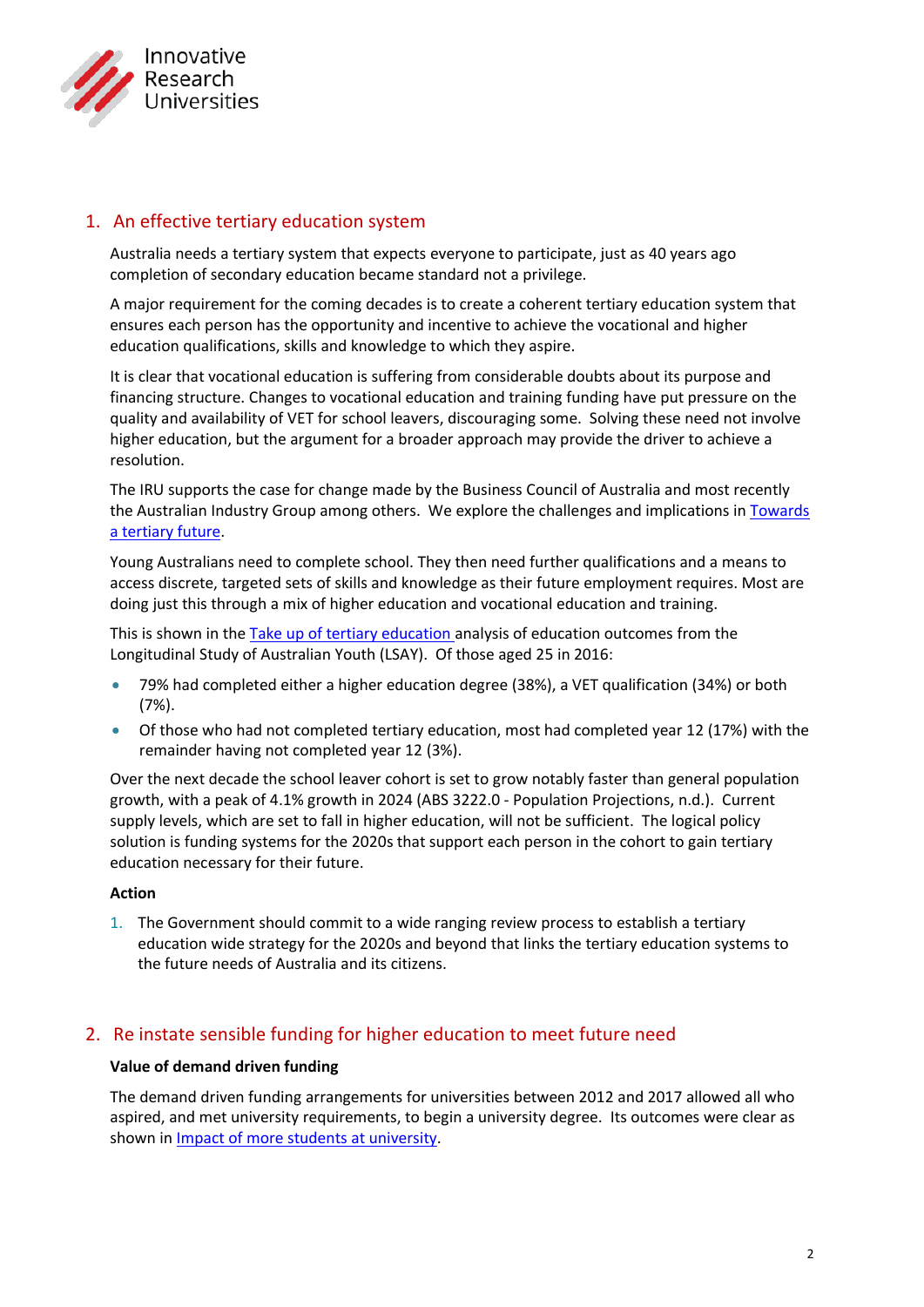## 1. An effective tertiary education system

Australia needs a tertiary system that expects everyone to participate, just as 40 years ago completion of secondary education became standard not a privilege.

A major requirement for the coming decades is to create a coherent tertiary education system that ensures each person has the opportunity and incentive to achieve the vocational and higher education qualifications, skills and knowledge to which they aspire.

It is clear that vocational education is suffering from considerable doubts about its purpose and financing structure. Changes to vocational education and training funding have put pressure on the quality and availability of VET for school leavers, discouraging some. Solving these need not involve higher education, but the argument for a broader approach may provide the driver to achieve a resolution.

The IRU supports the case for change made by the Business Council of Australia and most recently the Australian Industry Group among others. We explore the challenges and implications in Towards a tertiary future.

Young Australians need to complete school. They then need further qualifications and a means to access discrete, targeted sets of skills and knowledge as their future employment requires. Most are doing just this through a mix of higher education and vocational education and training.

This is shown in the Take up of tertiary education analysis of education outcomes from the Longitudinal Study of Australian Youth (LSAY). Of those aged 25 in 2016:

- 79% had completed either a higher education degree (38%), a VET qualification (34%) or both (7%).
- Of those who had not completed tertiary education, most had completed year 12 (17%) with the remainder having not completed year 12 (3%).

Over the next decade the school leaver cohort is set to grow notably faster than general population growth, with a peak of 4.1% growth in 2024 (ABS 3222.0 - Population Projections, n.d.). Current supply levels, which are set to fall in higher education, will not be sufficient. The logical policy solution is funding systems for the 2020s that support each person in the cohort to gain tertiary education necessary for their future.

**Action**

1. The Government should commit to a wide ranging review process to establish a tertiary education wide strategy for the 2020s and beyond that links the tertiary education systems to the future needs of Australia and its citizens.

## 2. Re instate sensible funding for higher education to meet future need

**Value of demand driven funding**

The demand driven funding arrangements for universities between 2012 and 2017 allowed all who aspired, and met university requirements, to begin a university degree. Its outcomes were clear as shown in Impact of more students at university.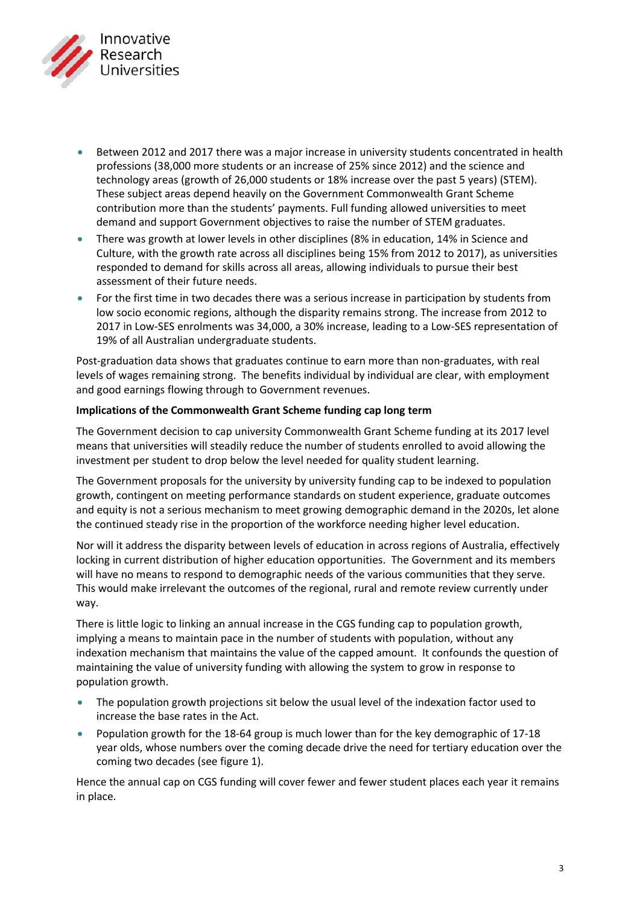- Between 2012 and 2017 there was a major increase in university students concentrated in health professions (38,000 more students or an increase of 25% since 2012) and the science and technology areas (growth of 26,000 students or 18% increase over the past 5 years) (STEM). These subject areas depend heavily on the Government Commonwealth Grant Scheme contribution more than the students' payments. Full funding allowed universities to meet demand and support Government objectives to raise the number of STEM graduates.
- There was growth at lower levels in other disciplines (8% in education, 14% in Science and Culture, with the growth rate across all disciplines being 15% from 2012 to 2017), as universities responded to demand for skills across all areas, allowing individuals to pursue their best assessment of their future needs.
- For the first time in two decades there was a serious increase in participation by students from low socio economic regions, although the disparity remains strong. The increase from 2012 to 2017 in Low-SES enrolments was 34,000, a 30% increase, leading to a Low-SES representation of 19% of all Australian undergraduate students.

Post-graduation data shows that graduates continue to earn more than non-graduates, with real levels of wages remaining strong. The benefits individual by individual are clear, with employment and good earnings flowing through to Government revenues.

**Implications of the Commonwealth Grant Scheme funding cap long term**

The Government decision to cap university Commonwealth Grant Scheme funding at its 2017 level means that universities will steadily reduce the number of students enrolled to avoid allowing the investment per student to drop below the level needed for quality student learning.

The Government proposals for the university by university funding cap to be indexed to population growth, contingent on meeting performance standards on student experience, graduate outcomes and equity is not a serious mechanism to meet growing demographic demand in the 2020s, let alone the continued steady rise in the proportion of the workforce needing higher level education.

Nor will it address the disparity between levels of education in across regions of Australia, effectively locking in current distribution of higher education opportunities. The Government and its members will have no means to respond to demographic needs of the various communities that they serve. This would make irrelevant the outcomes of the regional, rural and remote review currently under way.

There is little logic to linking an annual increase in the CGS funding cap to population growth, implying a means to maintain pace in the number of students with population, without any indexation mechanism that maintains the value of the capped amount. It confounds the question of maintaining the value of university funding with allowing the system to grow in response to population growth.

- The population growth projections sit below the usual level of the indexation factor used to increase the base rates in the Act.
- Population growth for the 18-64 group is much lower than for the key demographic of 17-18 year olds, whose numbers over the coming decade drive the need for tertiary education over the coming two decades (see figure 1).

Hence the annual cap on CGS funding will cover fewer and fewer student places each year it remains in place.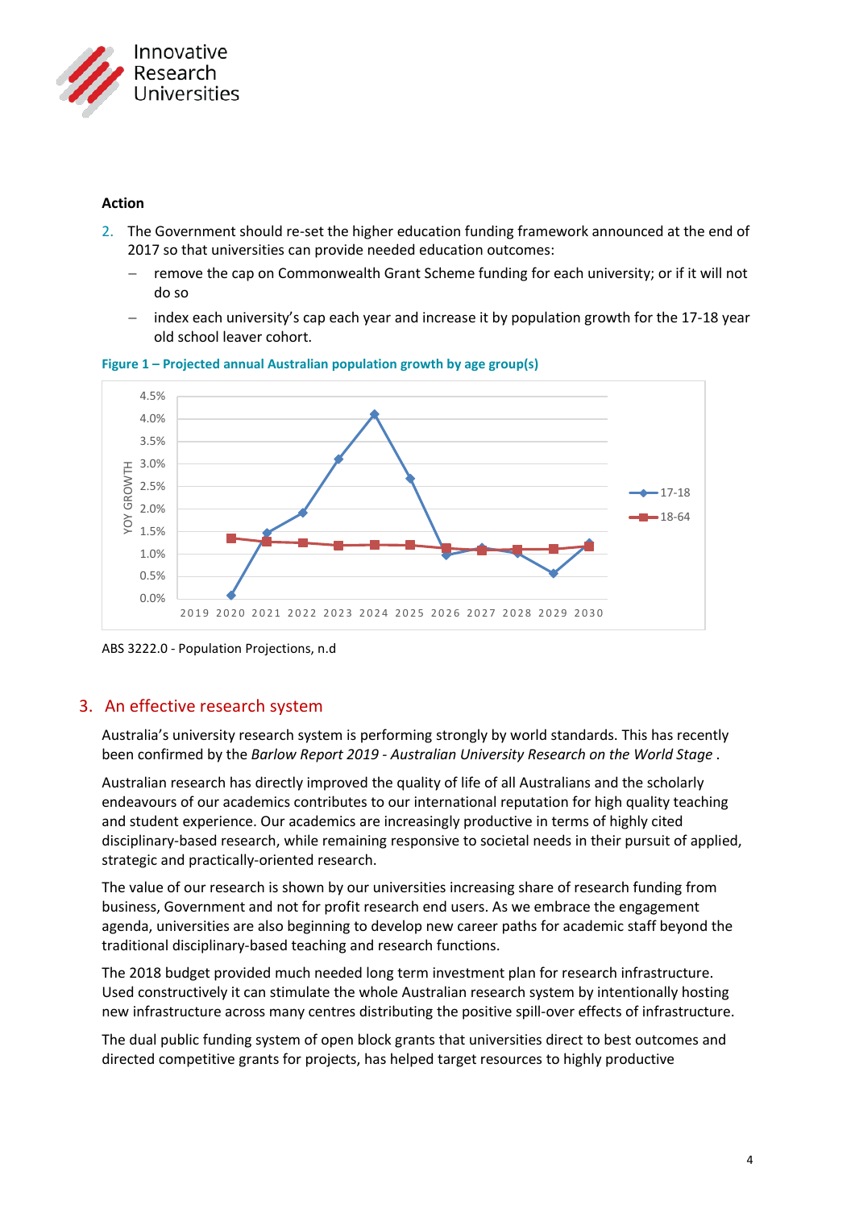**Action**

2. The Government should re-set the higher education funding framework announced at the end of 2017 so that universities can provide needed education outcomes:
   - remove the cap on Commonwealth Grant Scheme funding for each university; or if it will not do so
   - index each university's cap each year and increase it by population growth for the 17-18 year old school leaver cohort.

**Figure 1 – Projected annual Australian population growth by age group(s)**

ABS 3222.0 - Population Projections, n.d

## 3. An effective research system

Australia's university research system is performing strongly by world standards. This has recently been confirmed by the *Barlow Report 2019 - Australian University Research on the World Stage* .

Australian research has directly improved the quality of life of all Australians and the scholarly endeavours of our academics contributes to our international reputation for high quality teaching and student experience. Our academics are increasingly productive in terms of highly cited disciplinary-based research, while remaining responsive to societal needs in their pursuit of applied, strategic and practically-oriented research.

The value of our research is shown by our universities increasing share of research funding from business, Government and not for profit research end users. As we embrace the engagement agenda, universities are also beginning to develop new career paths for academic staff beyond the traditional disciplinary-based teaching and research functions.

The 2018 budget provided much needed long term investment plan for research infrastructure. Used constructively it can stimulate the whole Australian research system by intentionally hosting new infrastructure across many centres distributing the positive spill-over effects of infrastructure.

The dual public funding system of open block grants that universities direct to best outcomes and directed competitive grants for projects, has helped target resources to highly productive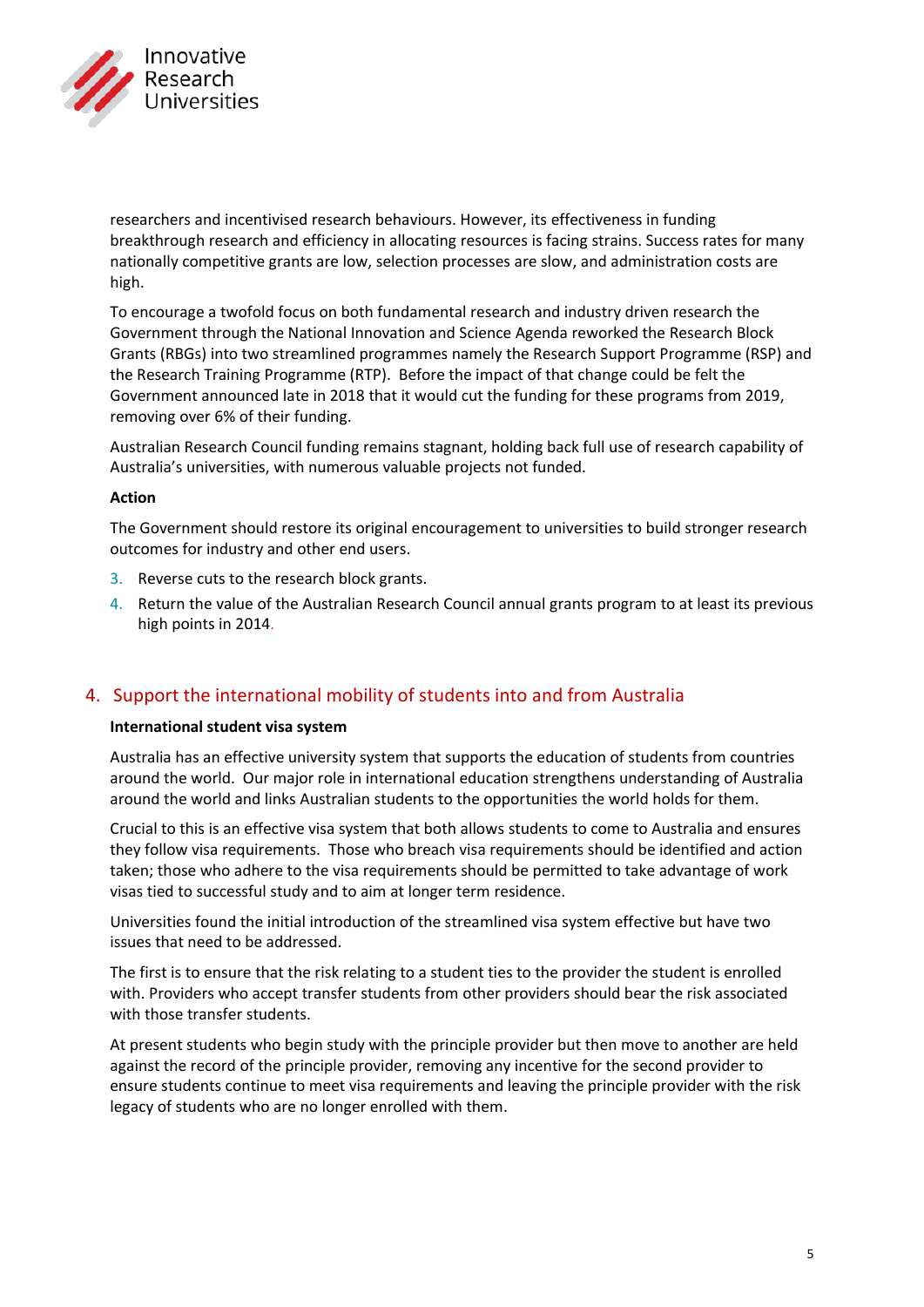researchers and incentivised research behaviours. However, its effectiveness in funding breakthrough research and efficiency in allocating resources is facing strains. Success rates for many nationally competitive grants are low, selection processes are slow, and administration costs are high.

To encourage a twofold focus on both fundamental research and industry driven research the Government through the National Innovation and Science Agenda reworked the Research Block Grants (RBGs) into two streamlined programmes namely the Research Support Programme (RSP) and the Research Training Programme (RTP). Before the impact of that change could be felt the Government announced late in 2018 that it would cut the funding for these programs from 2019, removing over 6% of their funding.

Australian Research Council funding remains stagnant, holding back full use of research capability of Australia's universities, with numerous valuable projects not funded.

**Action**

The Government should restore its original encouragement to universities to build stronger research outcomes for industry and other end users.

3. Reverse cuts to the research block grants.
4. Return the value of the Australian Research Council annual grants program to at least its previous high points in 2014.

## 4. Support the international mobility of students into and from Australia

**International student visa system**

Australia has an effective university system that supports the education of students from countries around the world. Our major role in international education strengthens understanding of Australia around the world and links Australian students to the opportunities the world holds for them.

Crucial to this is an effective visa system that both allows students to come to Australia and ensures they follow visa requirements. Those who breach visa requirements should be identified and action taken; those who adhere to the visa requirements should be permitted to take advantage of work visas tied to successful study and to aim at longer term residence.

Universities found the initial introduction of the streamlined visa system effective but have two issues that need to be addressed.

The first is to ensure that the risk relating to a student ties to the provider the student is enrolled with. Providers who accept transfer students from other providers should bear the risk associated with those transfer students.

At present students who begin study with the principle provider but then move to another are held against the record of the principle provider, removing any incentive for the second provider to ensure students continue to meet visa requirements and leaving the principle provider with the risk legacy of students who are no longer enrolled with them.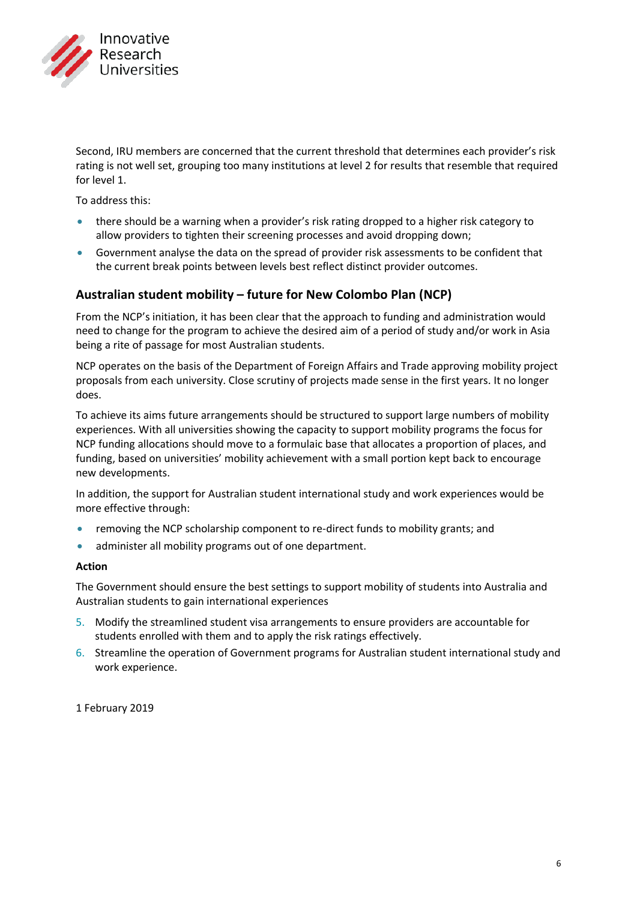Second, IRU members are concerned that the current threshold that determines each provider's risk rating is not well set, grouping too many institutions at level 2 for results that resemble that required for level 1.

To address this:

- there should be a warning when a provider's risk rating dropped to a higher risk category to allow providers to tighten their screening processes and avoid dropping down;
- Government analyse the data on the spread of provider risk assessments to be confident that the current break points between levels best reflect distinct provider outcomes.

## Australian student mobility – future for New Colombo Plan (NCP)

From the NCP's initiation, it has been clear that the approach to funding and administration would need to change for the program to achieve the desired aim of a period of study and/or work in Asia being a rite of passage for most Australian students.

NCP operates on the basis of the Department of Foreign Affairs and Trade approving mobility project proposals from each university. Close scrutiny of projects made sense in the first years. It no longer does.

To achieve its aims future arrangements should be structured to support large numbers of mobility experiences. With all universities showing the capacity to support mobility programs the focus for NCP funding allocations should move to a formulaic base that allocates a proportion of places, and funding, based on universities' mobility achievement with a small portion kept back to encourage new developments.

In addition, the support for Australian student international study and work experiences would be more effective through:

- removing the NCP scholarship component to re-direct funds to mobility grants; and
- administer all mobility programs out of one department.

**Action**

The Government should ensure the best settings to support mobility of students into Australia and Australian students to gain international experiences

5. Modify the streamlined student visa arrangements to ensure providers are accountable for students enrolled with them and to apply the risk ratings effectively.
6. Streamline the operation of Government programs for Australian student international study and work experience.

1 February 2019